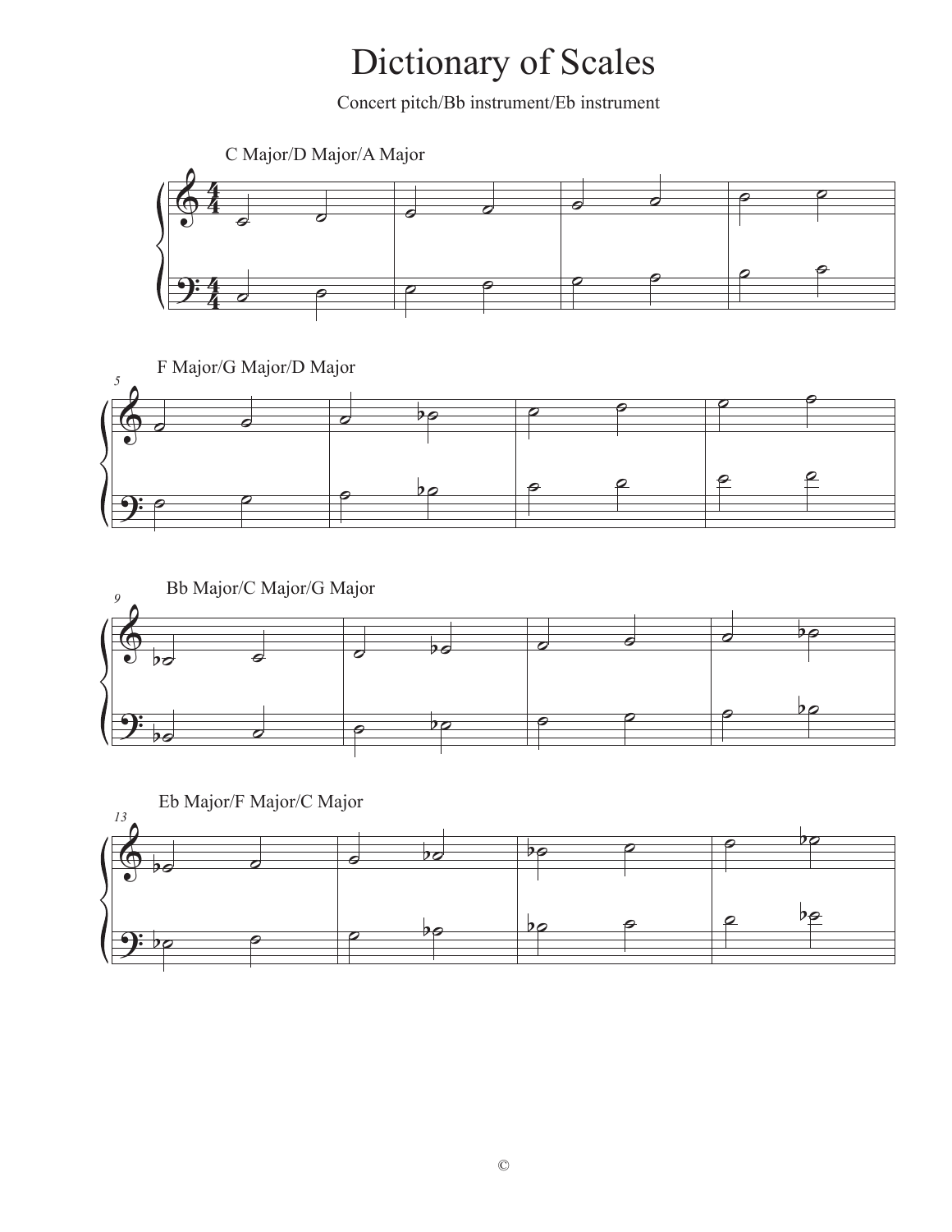# Dictionary of Scales

Concert pitch/Bb instrument/Eb instrument

C Major/D Major/A Major

F Major/G Major/D Major

Bb Major/C Major/G Major

Eb Major/F Major/C Major

©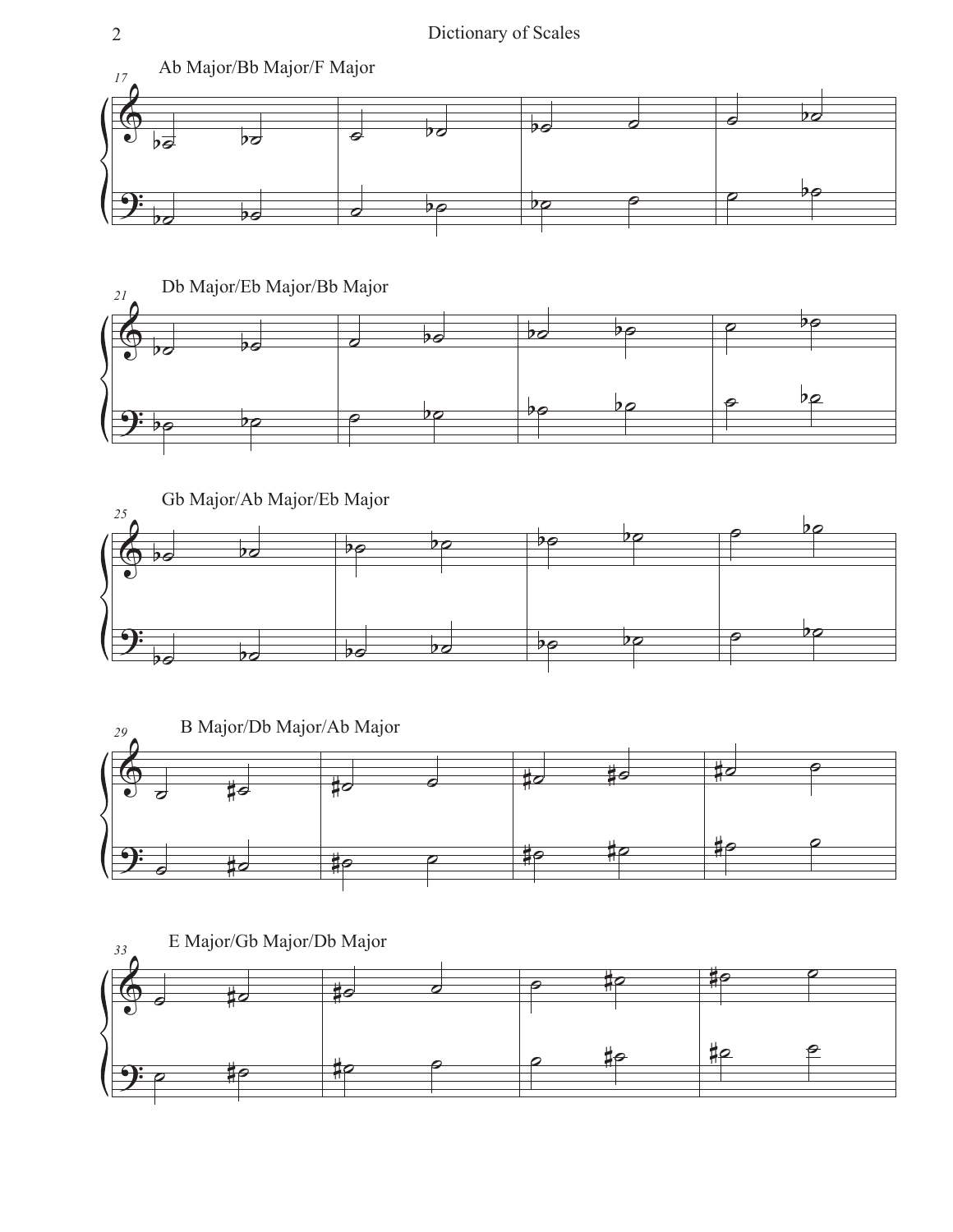Ab Major/Bb Major/F Major

Db Major/Eb Major/Bb Major

Gb Major/Ab Major/Eb Major

B Major/Db Major/Ab Major

E Major/Gb Major/Db Major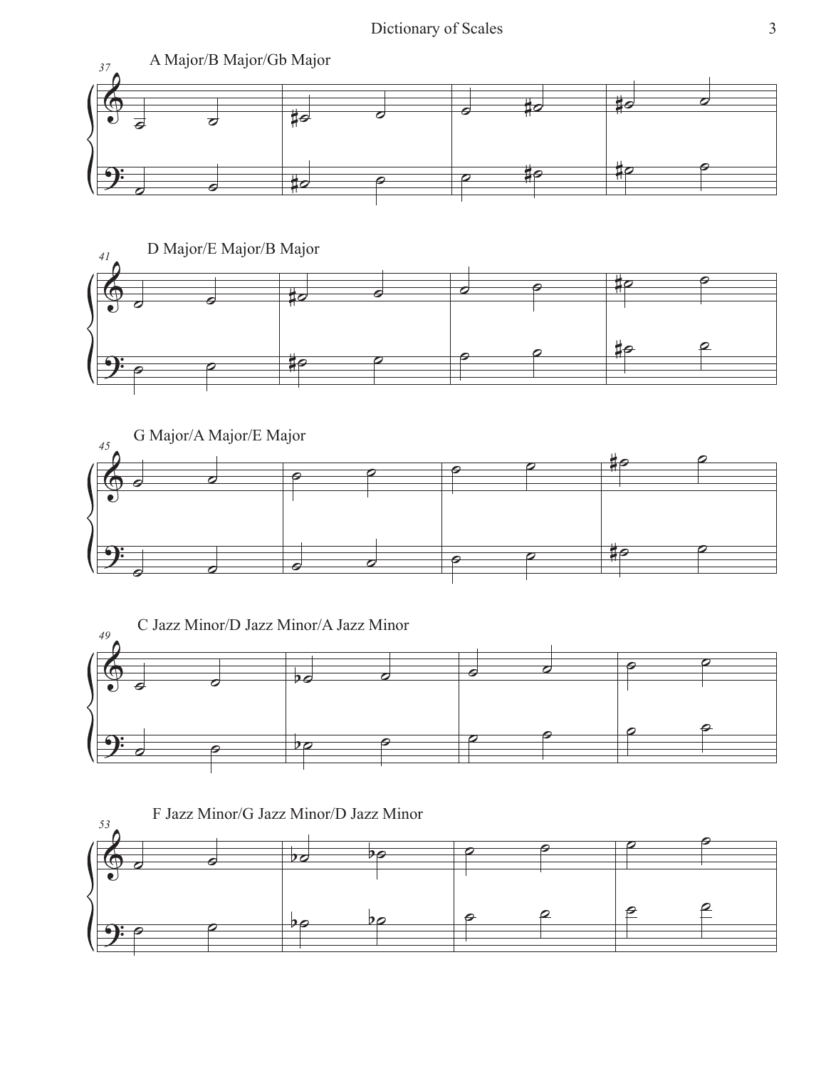A Major/B Major/Gb Major

D Major/E Major/B Major

G Major/A Major/E Major

C Jazz Minor/D Jazz Minor/A Jazz Minor

F Jazz Minor/G Jazz Minor/D Jazz Minor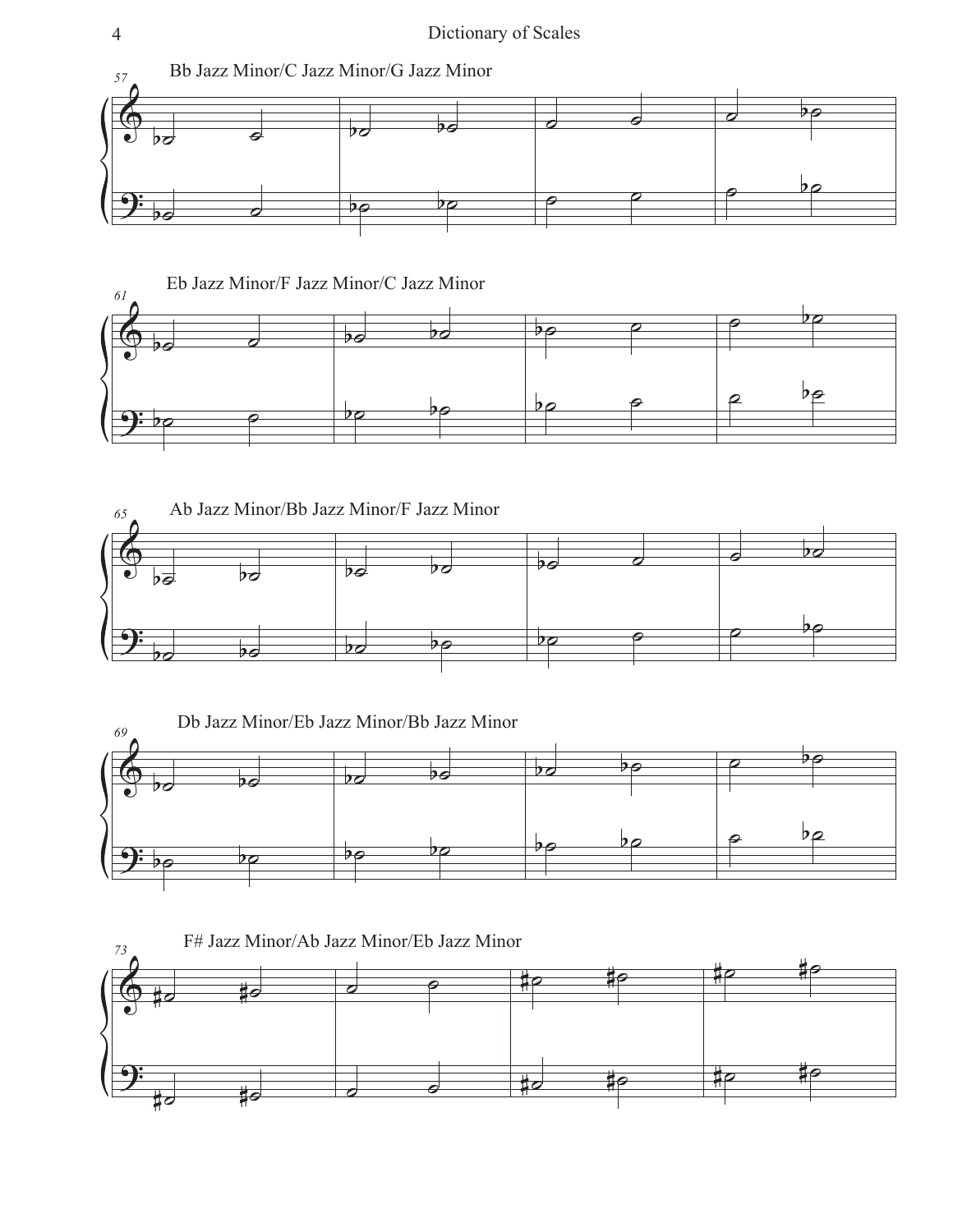Bb Jazz Minor/C Jazz Minor/G Jazz Minor

Eb Jazz Minor/F Jazz Minor/C Jazz Minor

Ab Jazz Minor/Bb Jazz Minor/F Jazz Minor

Db Jazz Minor/Eb Jazz Minor/Bb Jazz Minor

F# Jazz Minor/Ab Jazz Minor/Eb Jazz Minor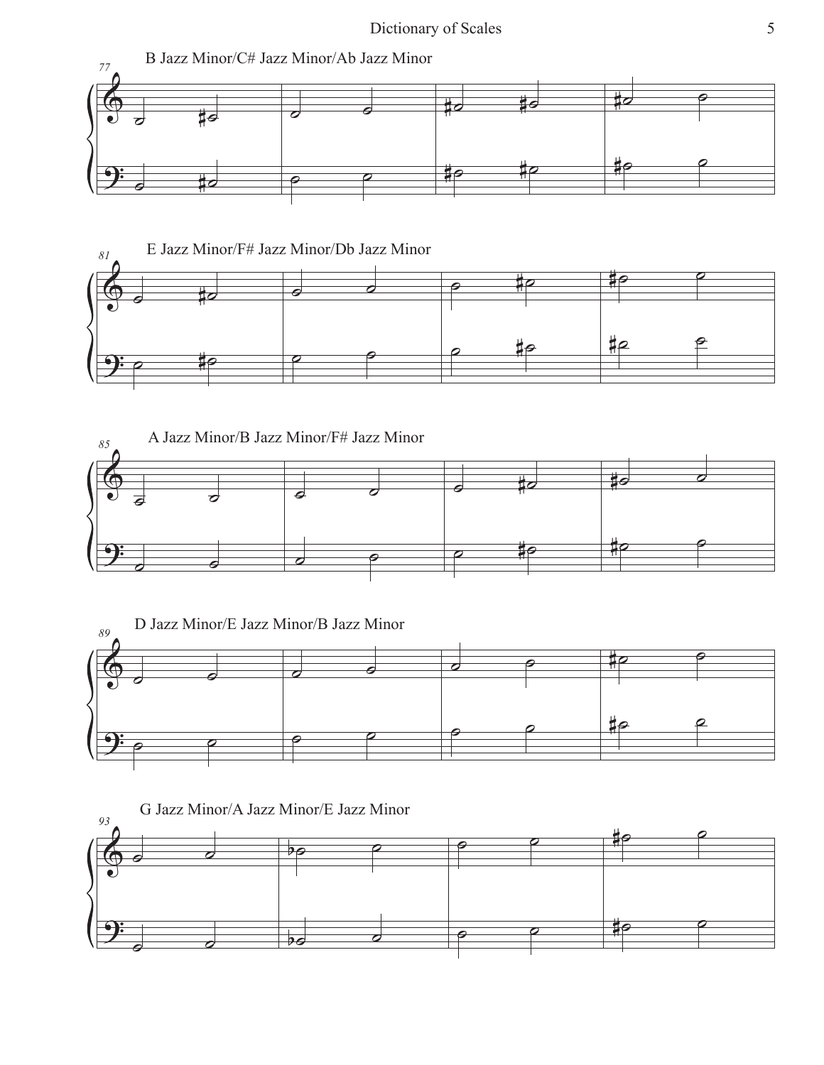B Jazz Minor/C# Jazz Minor/Ab Jazz Minor

E Jazz Minor/F# Jazz Minor/Db Jazz Minor

A Jazz Minor/B Jazz Minor/F# Jazz Minor

D Jazz Minor/E Jazz Minor/B Jazz Minor

G Jazz Minor/A Jazz Minor/E Jazz Minor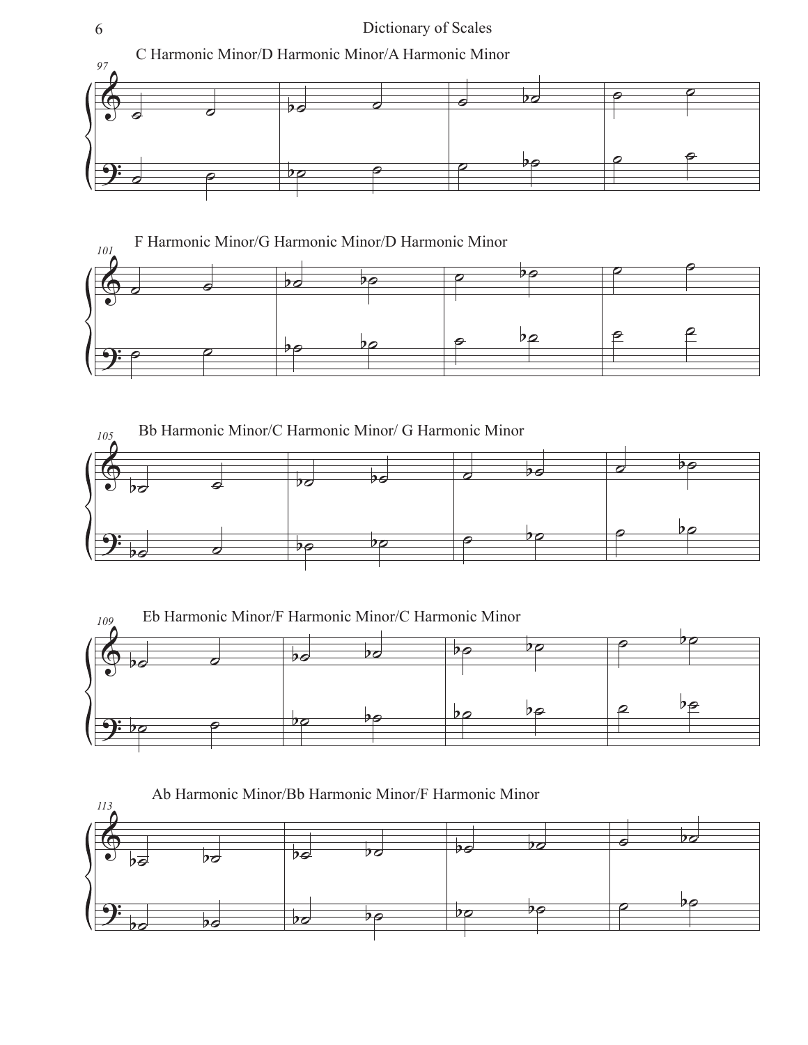C Harmonic Minor/D Harmonic Minor/A Harmonic Minor

F Harmonic Minor/G Harmonic Minor/D Harmonic Minor

Bb Harmonic Minor/C Harmonic Minor/ G Harmonic Minor

Eb Harmonic Minor/F Harmonic Minor/C Harmonic Minor

Ab Harmonic Minor/Bb Harmonic Minor/F Harmonic Minor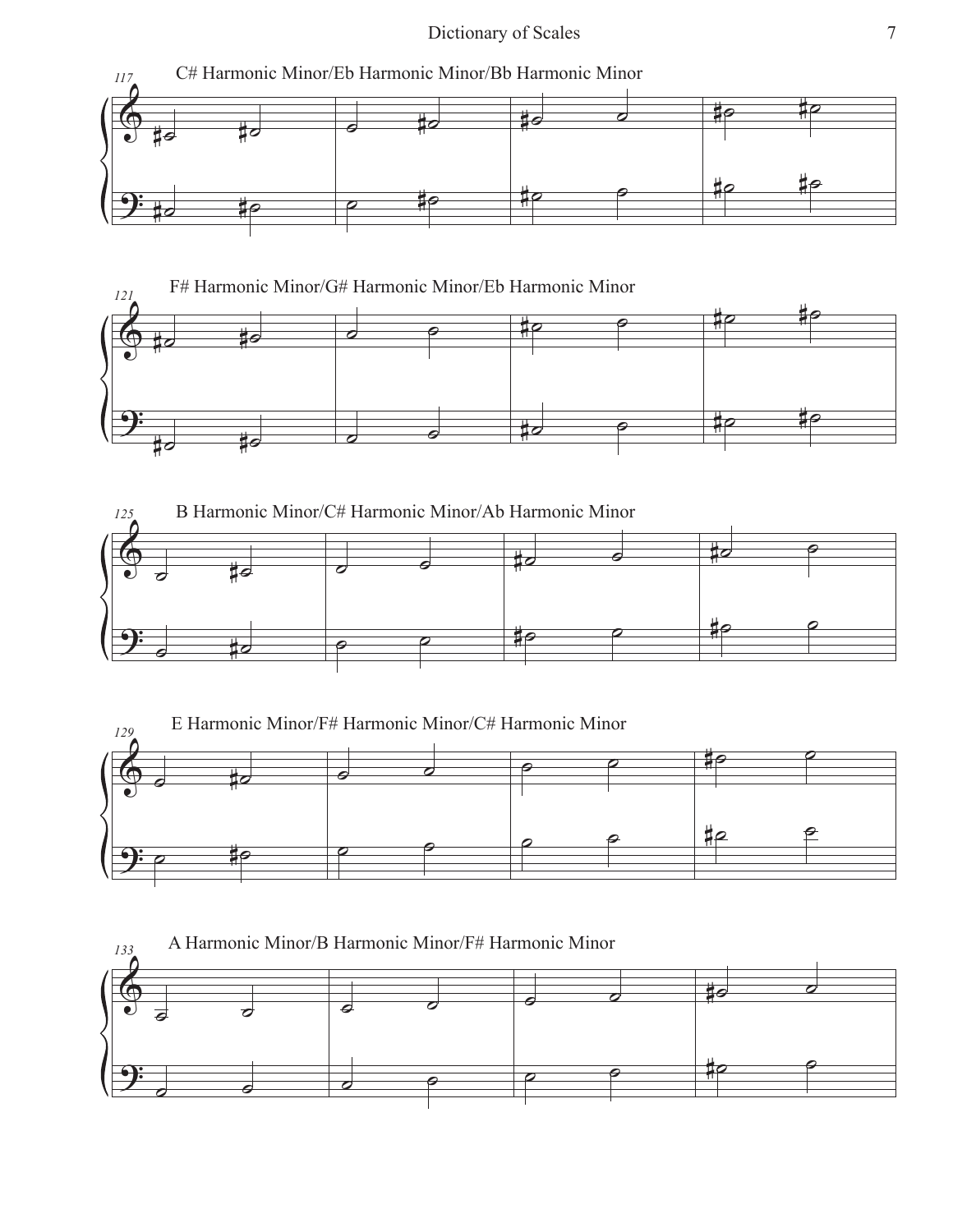117 C# Harmonic Minor/Eb Harmonic Minor/Bb Harmonic Minor

121 F# Harmonic Minor/G# Harmonic Minor/Eb Harmonic Minor

125 B Harmonic Minor/C# Harmonic Minor/Ab Harmonic Minor

129 E Harmonic Minor/F# Harmonic Minor/C# Harmonic Minor

133 A Harmonic Minor/B Harmonic Minor/F# Harmonic Minor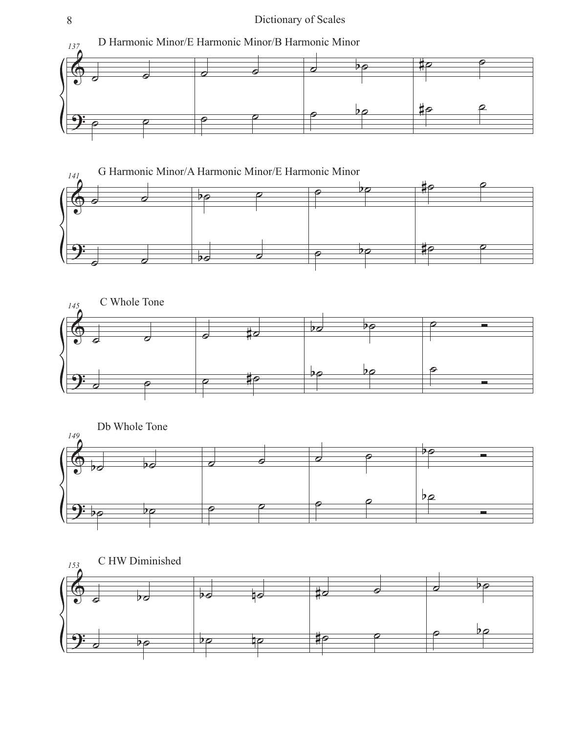D Harmonic Minor/E Harmonic Minor/B Harmonic Minor

G Harmonic Minor/A Harmonic Minor/E Harmonic Minor

C Whole Tone

Db Whole Tone

C HW Diminished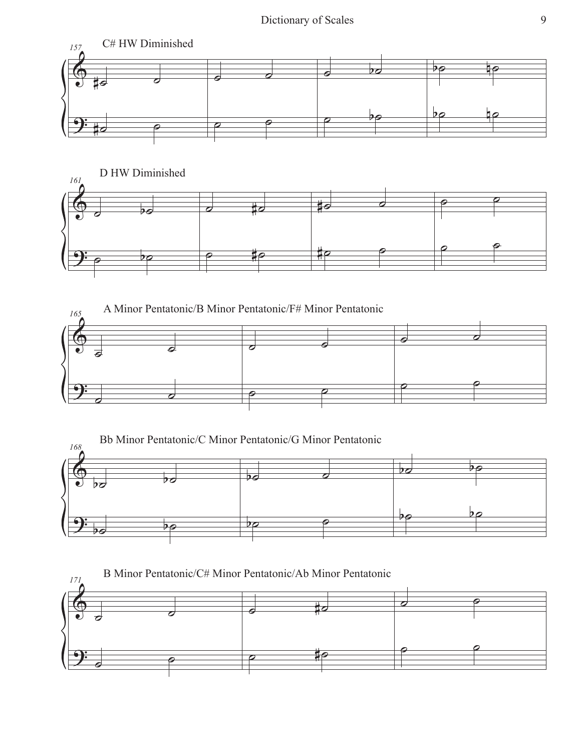C# HW Diminished

D HW Diminished

A Minor Pentatonic/B Minor Pentatonic/F# Minor Pentatonic

Bb Minor Pentatonic/C Minor Pentatonic/G Minor Pentatonic

B Minor Pentatonic/C# Minor Pentatonic/Ab Minor Pentatonic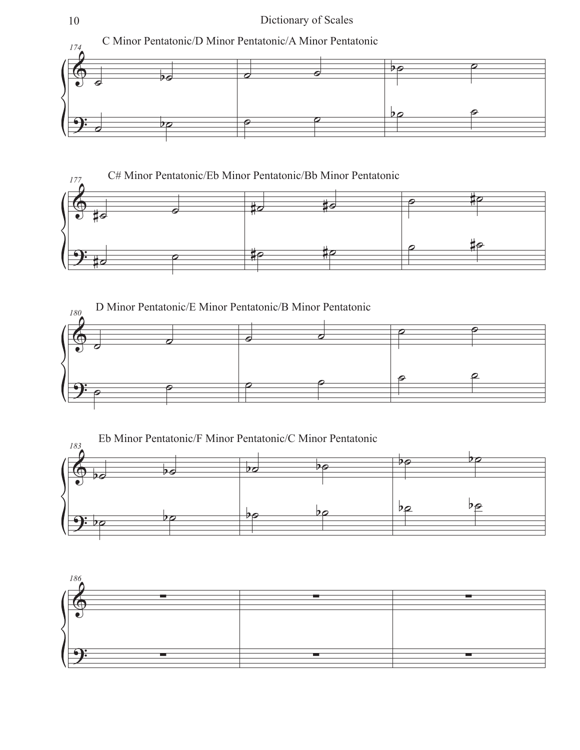C Minor Pentatonic/D Minor Pentatonic/A Minor Pentatonic

C# Minor Pentatonic/Eb Minor Pentatonic/Bb Minor Pentatonic

D Minor Pentatonic/E Minor Pentatonic/B Minor Pentatonic

Eb Minor Pentatonic/F Minor Pentatonic/C Minor Pentatonic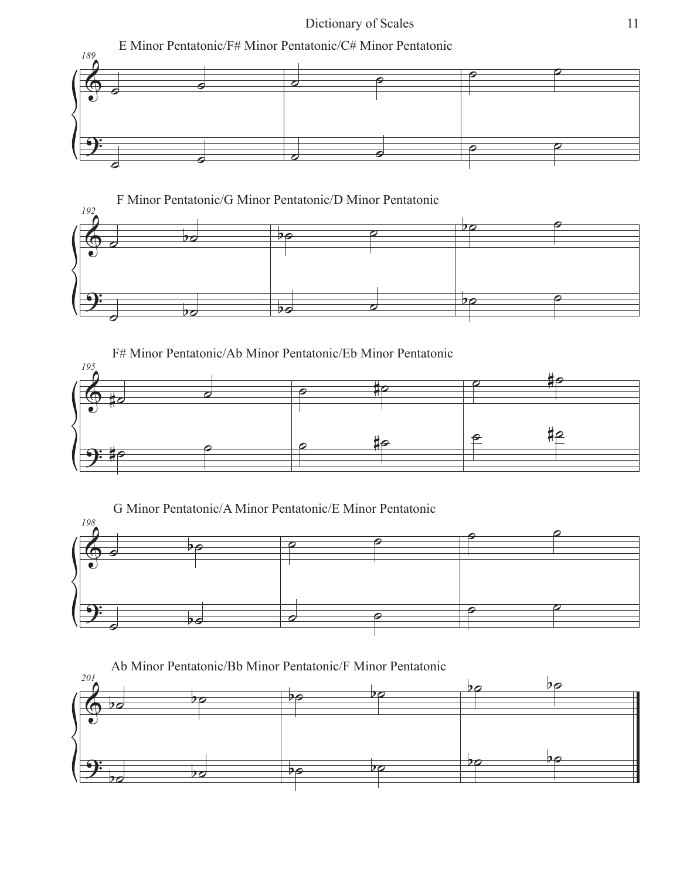E Minor Pentatonic/F# Minor Pentatonic/C# Minor Pentatonic

189

F Minor Pentatonic/G Minor Pentatonic/D Minor Pentatonic

192

F# Minor Pentatonic/Ab Minor Pentatonic/Eb Minor Pentatonic

195

G Minor Pentatonic/A Minor Pentatonic/E Minor Pentatonic

198

Ab Minor Pentatonic/Bb Minor Pentatonic/F Minor Pentatonic

201